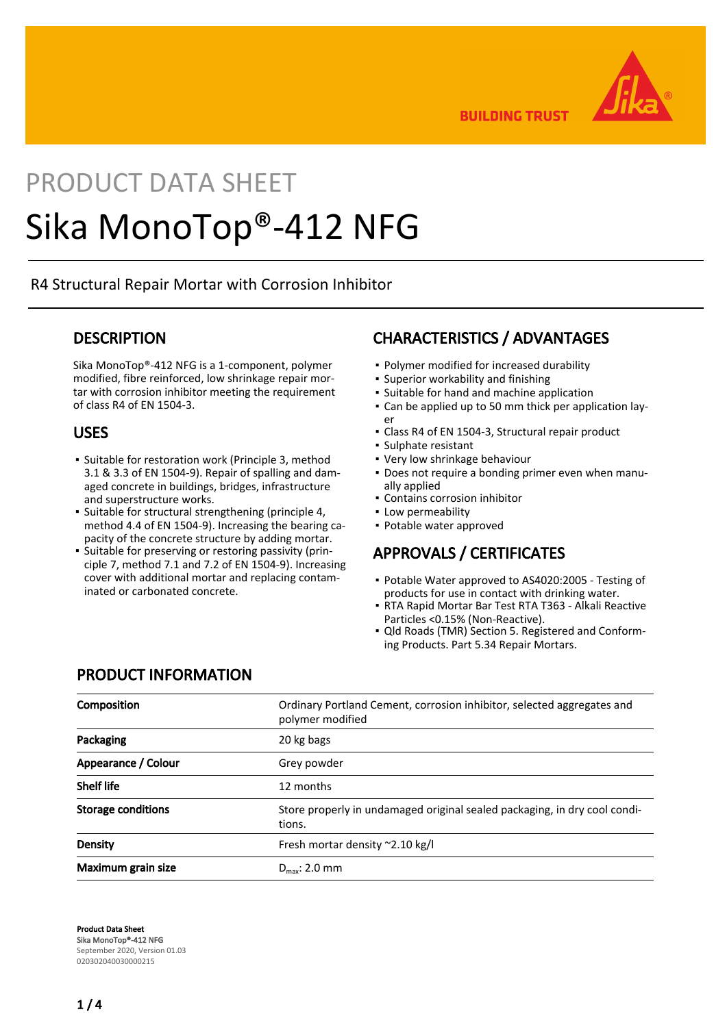BUILDING TRUST

PRODUCT DATA SHEET

# Sika MonoTop®-412 NFG

R4 Structural Repair Mortar with Corrosion Inhibitor

## DESCRIPTION

Sika MonoTop®-412 NFG is a 1-component, polymer modified, fibre reinforced, low shrinkage repair mortar with corrosion inhibitor meeting the requirement of class R4 of EN 1504-3.

## USES

- Suitable for restoration work (Principle 3, method 3.1 & 3.3 of EN 1504-9). Repair of spalling and damaged concrete in buildings, bridges, infrastructure and superstructure works.
- Suitable for structural strengthening (principle 4, method 4.4 of EN 1504-9). Increasing the bearing capacity of the concrete structure by adding mortar.
- Suitable for preserving or restoring passivity (principle 7, method 7.1 and 7.2 of EN 1504-9). Increasing cover with additional mortar and replacing contaminated or carbonated concrete.

## CHARACTERISTICS / ADVANTAGES

- Polymer modified for increased durability
- Superior workability and finishing
- Suitable for hand and machine application
- Can be applied up to 50 mm thick per application layer
- Class R4 of EN 1504-3, Structural repair product
- Sulphate resistant
- Very low shrinkage behaviour
- Does not require a bonding primer even when manually applied
- Contains corrosion inhibitor
- Low permeability
- Potable water approved

## APPROVALS / CERTIFICATES

- Potable Water approved to AS4020:2005 - Testing of products for use in contact with drinking water.
- RTA Rapid Mortar Bar Test RTA T363 - Alkali Reactive Particles <0.15% (Non-Reactive).
- Qld Roads (TMR) Section 5. Registered and Conforming Products. Part 5.34 Repair Mortars.

## PRODUCT INFORMATION

| | |
|---|---|
| **Composition** | Ordinary Portland Cement, corrosion inhibitor, selected aggregates and polymer modified |
| **Packaging** | 20 kg bags |
| **Appearance / Colour** | Grey powder |
| **Shelf life** | 12 months |
| **Storage conditions** | Store properly in undamaged original sealed packaging, in dry cool conditions. |
| **Density** | Fresh mortar density ~2.10 kg/l |
| **Maximum grain size** | $D_{max}$: 2.0 mm |

**Product Data Sheet**
Sika MonoTop®-412 NFG
September 2020, Version 01.03
020302040030000215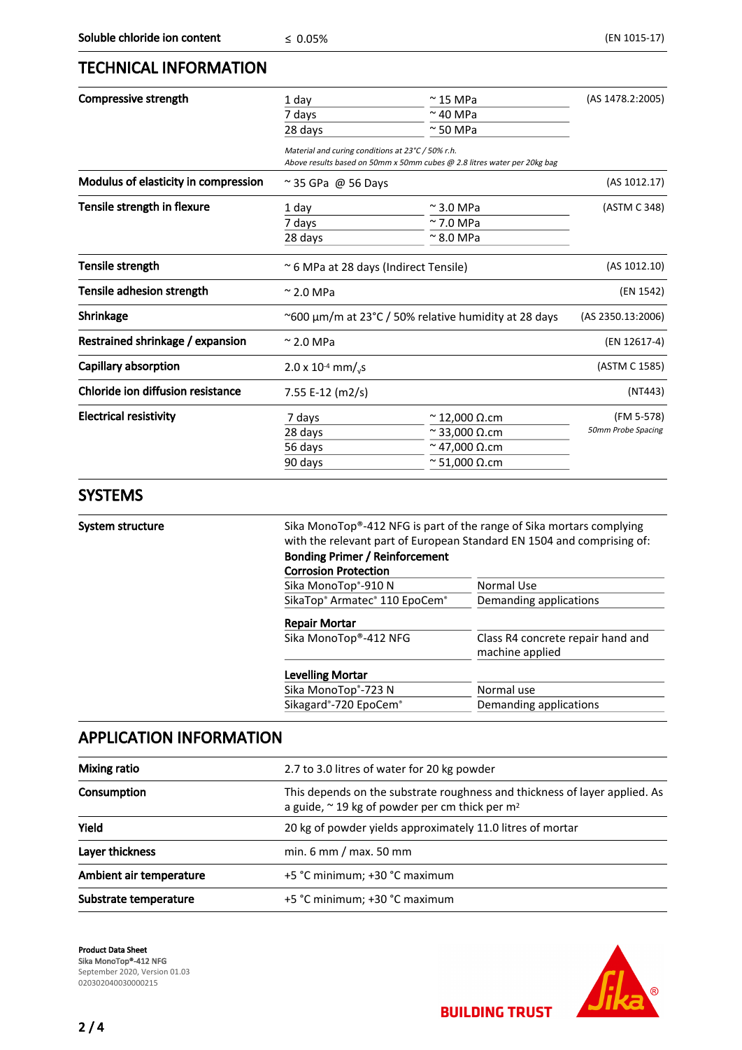| | | |
|---|---|---|
| **Soluble chloride ion content** | ≤ 0.05% | (EN 1015-17) |

## TECHNICAL INFORMATION

| | | | |
|---|---|---|---|
| **Compressive strength** | 1 day | ~ 15 MPa | (AS 1478.2:2005) |
| | 7 days | ~ 40 MPa | |
| | 28 days | ~ 50 MPa | |
| | *Material and curing conditions at 23°C / 50% r.h.* *Above results based on 50mm x 50mm cubes @ 2.8 litres water per 20kg bag* | | |
| **Modulus of elasticity in compression** | ~ 35 GPa @ 56 Days | | (AS 1012.17) |
| **Tensile strength in flexure** | 1 day | ~ 3.0 MPa | (ASTM C 348) |
| | 7 days | ~ 7.0 MPa | |
| | 28 days | ~ 8.0 MPa | |
| **Tensile strength** | ~ 6 MPa at 28 days (Indirect Tensile) | | (AS 1012.10) |
| **Tensile adhesion strength** | ~ 2.0 MPa | | (EN 1542) |
| **Shrinkage** | ~600 µm/m at 23°C / 50% relative humidity at 28 days | | (AS 2350.13:2006) |
| **Restrained shrinkage / expansion** | ~ 2.0 MPa | | (EN 12617-4) |
| **Capillary absorption** | $2.0 \times 10^{-4}$ mm/$_{\sqrt{}}$s | | (ASTM C 1585) |
| **Chloride ion diffusion resistance** | 7.55 E-12 (m2/s) | | (NT443) |
| **Electrical resistivity** | 7 days | ~ 12,000 Ω.cm | (FM 5-578) *50mm Probe Spacing* |
| | 28 days | ~ 33,000 Ω.cm | |
| | 56 days | ~ 47,000 Ω.cm | |
| | 90 days | ~ 51,000 Ω.cm | |

## SYSTEMS

**System structure**

Sika MonoTop®-412 NFG is part of the range of Sika mortars complying with the relevant part of European Standard EN 1504 and comprising of:

**Bonding Primer / Reinforcement Corrosion Protection**

| | |
|---|---|
| Sika MonoTop®-910 N | Normal Use |
| SikaTop® Armatec® 110 EpoCem® | Demanding applications |

**Repair Mortar**

| | |
|---|---|
| Sika MonoTop®-412 NFG | Class R4 concrete repair hand and machine applied |

**Levelling Mortar**

| | |
|---|---|
| Sika MonoTop®-723 N | Normal use |
| Sikagard®-720 EpoCem® | Demanding applications |

## APPLICATION INFORMATION

| | |
|---|---|
| **Mixing ratio** | 2.7 to 3.0 litres of water for 20 kg powder |
| **Consumption** | This depends on the substrate roughness and thickness of layer applied. As a guide, ~ 19 kg of powder per cm thick per m² |
| **Yield** | 20 kg of powder yields approximately 11.0 litres of mortar |
| **Layer thickness** | min. 6 mm / max. 50 mm |
| **Ambient air temperature** | +5 °C minimum; +30 °C maximum |
| **Substrate temperature** | +5 °C minimum; +30 °C maximum |

**Product Data Sheet**
Sika MonoTop®-412 NFG
September 2020, Version 01.03
020302040030000215

BUILDING TRUST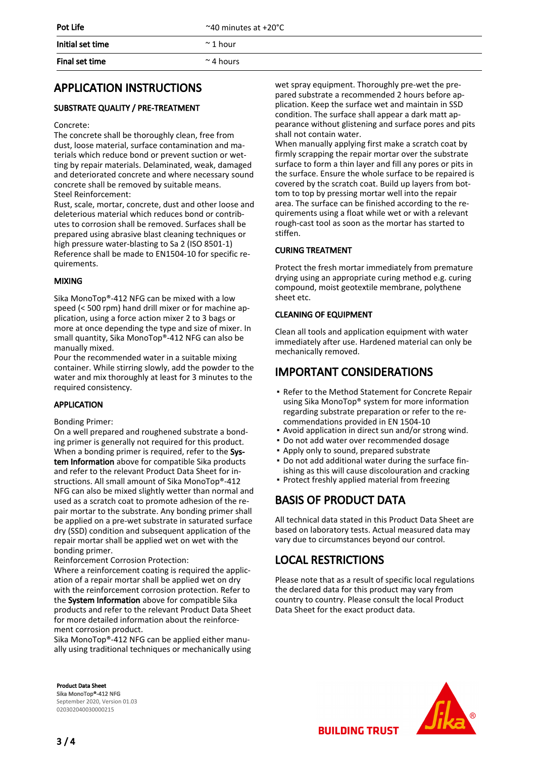| | |
|---|---|
| **Pot Life** | ~40 minutes at +20°C |
| **Initial set time** | ~ 1 hour |
| **Final set time** | ~ 4 hours |

# APPLICATION INSTRUCTIONS

## SUBSTRATE QUALITY / PRE-TREATMENT

Concrete:
The concrete shall be thoroughly clean, free from dust, loose material, surface contamination and materials which reduce bond or prevent suction or wetting by repair materials. Delaminated, weak, damaged and deteriorated concrete and where necessary sound concrete shall be removed by suitable means.
Steel Reinforcement:
Rust, scale, mortar, concrete, dust and other loose and deleterious material which reduces bond or contributes to corrosion shall be removed. Surfaces shall be prepared using abrasive blast cleaning techniques or high pressure water-blasting to Sa 2 (ISO 8501-1)
Reference shall be made to EN1504-10 for specific requirements.

## MIXING

Sika MonoTop®-412 NFG can be mixed with a low speed (< 500 rpm) hand drill mixer or for machine application, using a force action mixer 2 to 3 bags or more at once depending the type and size of mixer. In small quantity, Sika MonoTop®-412 NFG can also be manually mixed.
Pour the recommended water in a suitable mixing container. While stirring slowly, add the powder to the water and mix thoroughly at least for 3 minutes to the required consistency.

## APPLICATION

Bonding Primer:
On a well prepared and roughened substrate a bonding primer is generally not required for this product. When a bonding primer is required, refer to the **System Information** above for compatible Sika products and refer to the relevant Product Data Sheet for instructions. All small amount of Sika MonoTop®-412 NFG can also be mixed slightly wetter than normal and used as a scratch coat to promote adhesion of the repair mortar to the substrate. Any bonding primer shall be applied on a pre-wet substrate in saturated surface dry (SSD) condition and subsequent application of the repair mortar shall be applied wet on wet with the bonding primer.
Reinforcement Corrosion Protection:
Where a reinforcement coating is required the application of a repair mortar shall be applied wet on dry with the reinforcement corrosion protection. Refer to the **System Information** above for compatible Sika products and refer to the relevant Product Data Sheet for more detailed information about the reinforcement corrosion product.
Sika MonoTop®-412 NFG can be applied either manually using traditional techniques or mechanically using wet spray equipment. Thoroughly pre-wet the prepared substrate a recommended 2 hours before application. Keep the surface wet and maintain in SSD condition. The surface shall appear a dark matt appearance without glistening and surface pores and pits shall not contain water.
When manually applying first make a scratch coat by firmly scrapping the repair mortar over the substrate surface to form a thin layer and fill any pores or pits in the surface. Ensure the whole surface to be repaired is covered by the scratch coat. Build up layers from bottom to top by pressing mortar well into the repair area. The surface can be finished according to the requirements using a float while wet or with a relevant rough-cast tool as soon as the mortar has started to stiffen.

## CURING TREATMENT

Protect the fresh mortar immediately from premature drying using an appropriate curing method e.g. curing compound, moist geotextile membrane, polythene sheet etc.

## CLEANING OF EQUIPMENT

Clean all tools and application equipment with water immediately after use. Hardened material can only be mechanically removed.

# IMPORTANT CONSIDERATIONS

- Refer to the Method Statement for Concrete Repair using Sika MonoTop® system for more information regarding substrate preparation or refer to the recommendations provided in EN 1504-10
- Avoid application in direct sun and/or strong wind.
- Do not add water over recommended dosage
- Apply only to sound, prepared substrate
- Do not add additional water during the surface finishing as this will cause discolouration and cracking
- Protect freshly applied material from freezing

# BASIS OF PRODUCT DATA

All technical data stated in this Product Data Sheet are based on laboratory tests. Actual measured data may vary due to circumstances beyond our control.

# LOCAL RESTRICTIONS

Please note that as a result of specific local regulations the declared data for this product may vary from country to country. Please consult the local Product Data Sheet for the exact product data.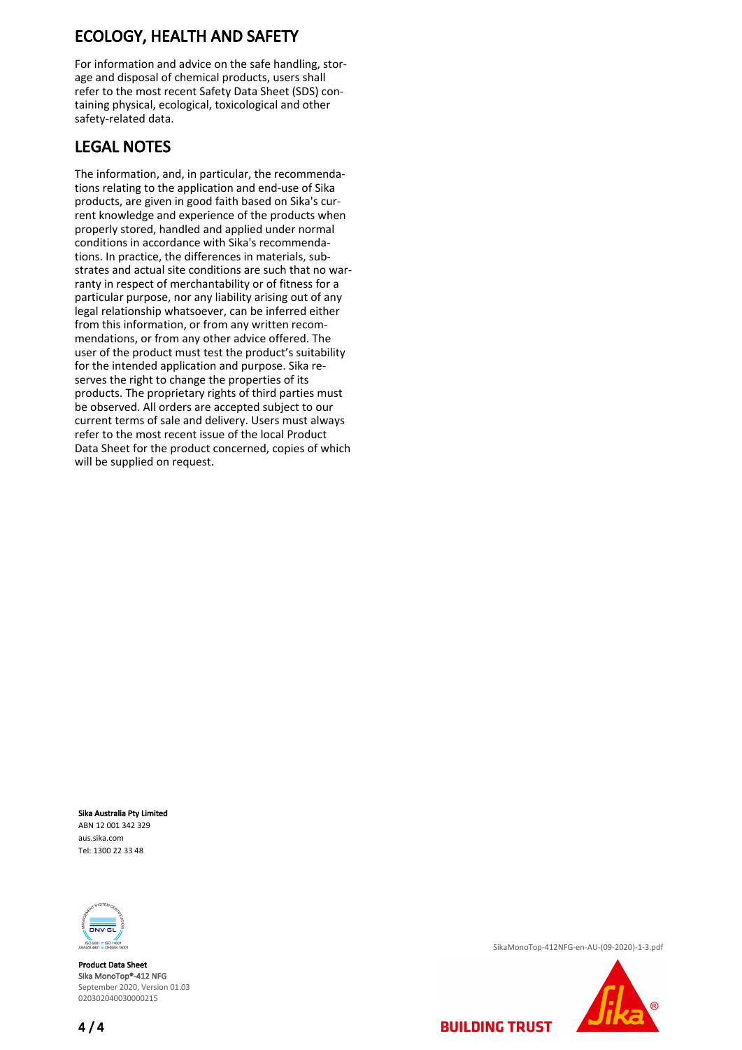## ECOLOGY, HEALTH AND SAFETY

For information and advice on the safe handling, storage and disposal of chemical products, users shall refer to the most recent Safety Data Sheet (SDS) containing physical, ecological, toxicological and other safety-related data.

## LEGAL NOTES

The information, and, in particular, the recommendations relating to the application and end-use of Sika products, are given in good faith based on Sika's current knowledge and experience of the products when properly stored, handled and applied under normal conditions in accordance with Sika's recommendations. In practice, the differences in materials, substrates and actual site conditions are such that no warranty in respect of merchantability or of fitness for a particular purpose, nor any liability arising out of any legal relationship whatsoever, can be inferred either from this information, or from any written recommendations, or from any other advice offered. The user of the product must test the product's suitability for the intended application and purpose. Sika reserves the right to change the properties of its products. The proprietary rights of third parties must be observed. All orders are accepted subject to our current terms of sale and delivery. Users must always refer to the most recent issue of the local Product Data Sheet for the product concerned, copies of which will be supplied on request.

**Sika Australia Pty Limited**
ABN 12 001 342 329
aus.sika.com
Tel: 1300 22 33 48

**Product Data Sheet**
**Sika MonoTop®-412 NFG**
September 2020, Version 01.03
020302040030000215

SikaMonoTop-412NFG-en-AU-(09-2020)-1-3.pdf